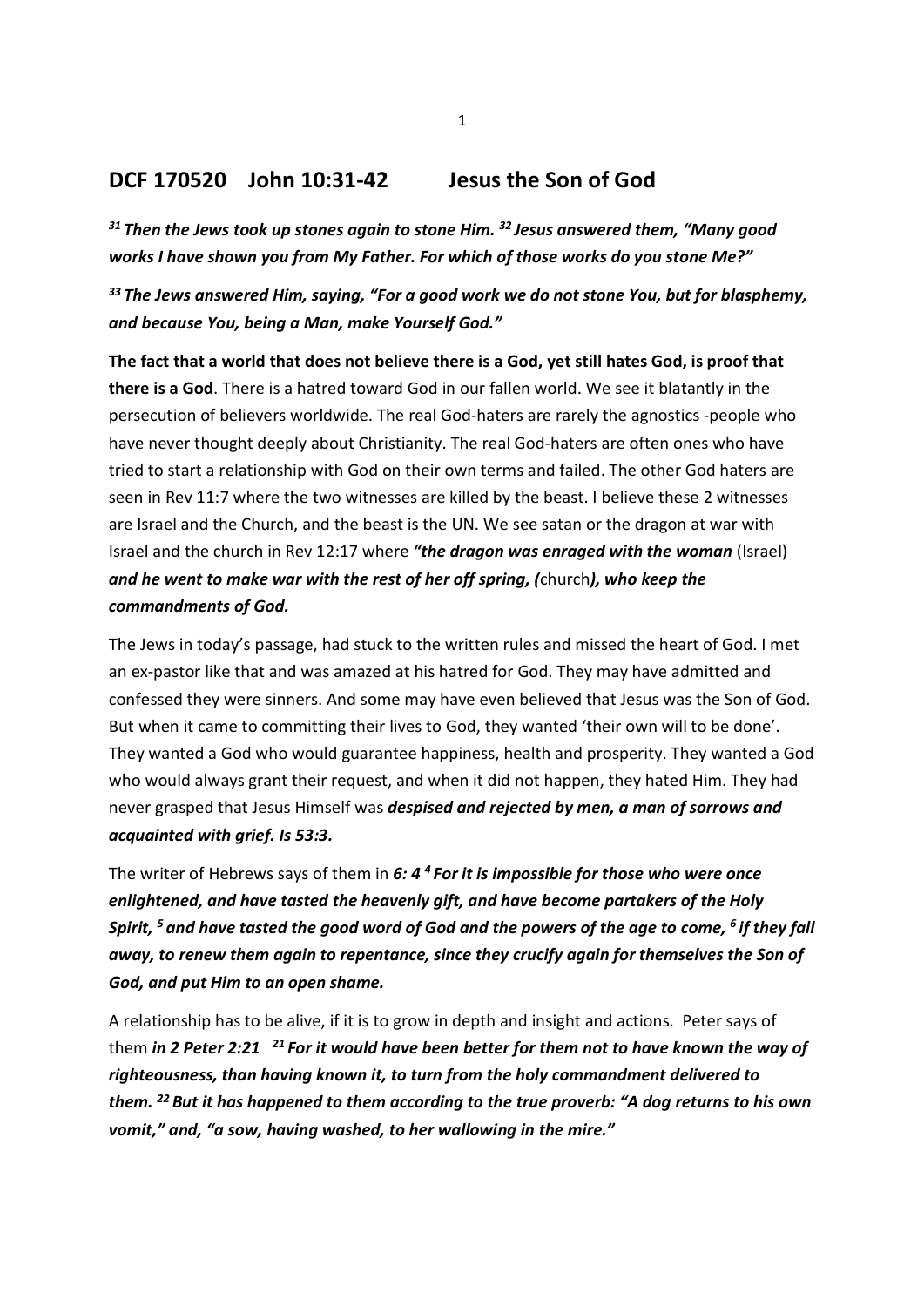# DCF 170520 John 10:31-42 Jesus the Son of God

***[31] Then the Jews took up stones again to stone Him. [32] Jesus answered them, "Many good works I have shown you from My Father. For which of those works do you stone Me?"***

***[33] The Jews answered Him, saying, "For a good work we do not stone You, but for blasphemy, and because You, being a Man, make Yourself God."***

**The fact that a world that does not believe there is a God, yet still hates God, is proof that there is a God**. There is a hatred toward God in our fallen world. We see it blatantly in the persecution of believers worldwide. The real God-haters are rarely the agnostics -people who have never thought deeply about Christianity. The real God-haters are often ones who have tried to start a relationship with God on their own terms and failed. The other God haters are seen in Rev 11:7 where the two witnesses are killed by the beast. I believe these 2 witnesses are Israel and the Church, and the beast is the UN. We see satan or the dragon at war with Israel and the church in Rev 12:17 where ***"the dragon was enraged with the woman*** (Israel) ***and he went to make war with the rest of her off spring, (***church***), who keep the commandments of God.***

The Jews in today's passage, had stuck to the written rules and missed the heart of God. I met an ex-pastor like that and was amazed at his hatred for God. They may have admitted and confessed they were sinners. And some may have even believed that Jesus was the Son of God. But when it came to committing their lives to God, they wanted 'their own will to be done'. They wanted a God who would guarantee happiness, health and prosperity. They wanted a God who would always grant their request, and when it did not happen, they hated Him. They had never grasped that Jesus Himself was ***despised and rejected by men, a man of sorrows and acquainted with grief. Is 53:3.***

The writer of Hebrews says of them in ***6: 4 [4] For it is impossible for those who were once enlightened, and have tasted the heavenly gift, and have become partakers of the Holy Spirit, [5] and have tasted the good word of God and the powers of the age to come, [6] if they fall away, to renew them again to repentance, since they crucify again for themselves the Son of God, and put Him to an open shame.***

A relationship has to be alive, if it is to grow in depth and insight and actions. Peter says of them ***in 2 Peter 2:21 [21] For it would have been better for them not to have known the way of righteousness, than having known it, to turn from the holy commandment delivered to them. [22] But it has happened to them according to the true proverb: "A dog returns to his own vomit," and, "a sow, having washed, to her wallowing in the mire."***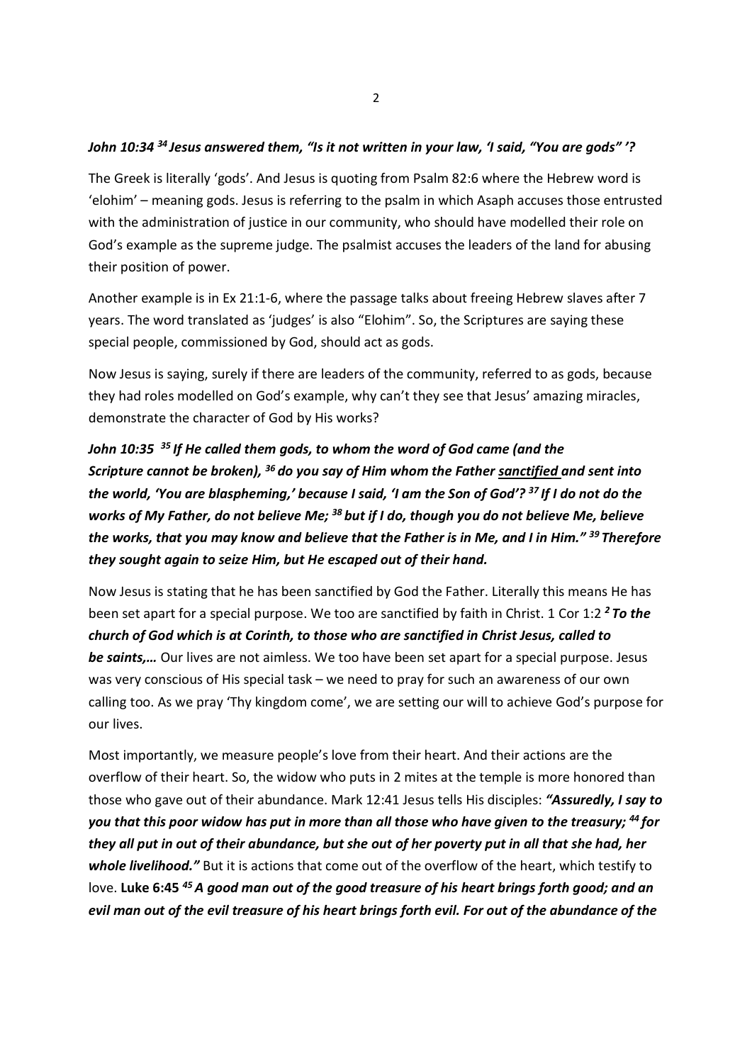***John 10:34 [34] Jesus answered them, "Is it not written in your law, 'I said, "You are gods" '?***

The Greek is literally 'gods'. And Jesus is quoting from Psalm 82:6 where the Hebrew word is 'elohim' – meaning gods. Jesus is referring to the psalm in which Asaph accuses those entrusted with the administration of justice in our community, who should have modelled their role on God's example as the supreme judge. The psalmist accuses the leaders of the land for abusing their position of power.

Another example is in Ex 21:1-6, where the passage talks about freeing Hebrew slaves after 7 years. The word translated as 'judges' is also "Elohim". So, the Scriptures are saying these special people, commissioned by God, should act as gods.

Now Jesus is saying, surely if there are leaders of the community, referred to as gods, because they had roles modelled on God's example, why can't they see that Jesus' amazing miracles, demonstrate the character of God by His works?

***John 10:35 [35] If He called them gods, to whom the word of God came (and the Scripture cannot be broken), [36] do you say of Him whom the Father <u>sanctified</u> and sent into the world, 'You are blaspheming,' because I said, 'I am the Son of God'? [37] If I do not do the works of My Father, do not believe Me; [38] but if I do, though you do not believe Me, believe the works, that you may know and believe that the Father is in Me, and I in Him." [39] Therefore they sought again to seize Him, but He escaped out of their hand.***

Now Jesus is stating that he has been sanctified by God the Father. Literally this means He has been set apart for a special purpose. We too are sanctified by faith in Christ. 1 Cor 1:2 ***[2] To the church of God which is at Corinth, to those who are sanctified in Christ Jesus, called to be saints,…*** Our lives are not aimless. We too have been set apart for a special purpose. Jesus was very conscious of His special task – we need to pray for such an awareness of our own calling too. As we pray 'Thy kingdom come', we are setting our will to achieve God's purpose for our lives.

Most importantly, we measure people's love from their heart. And their actions are the overflow of their heart. So, the widow who puts in 2 mites at the temple is more honored than those who gave out of their abundance. Mark 12:41 Jesus tells His disciples: ***"Assuredly, I say to you that this poor widow has put in more than all those who have given to the treasury; [44] for they all put in out of their abundance, but she out of her poverty put in all that she had, her whole livelihood."*** But it is actions that come out of the overflow of the heart, which testify to love. **Luke 6:45** ***[45] A good man out of the good treasure of his heart brings forth good; and an evil man out of the evil treasure of his heart brings forth evil. For out of the abundance of the***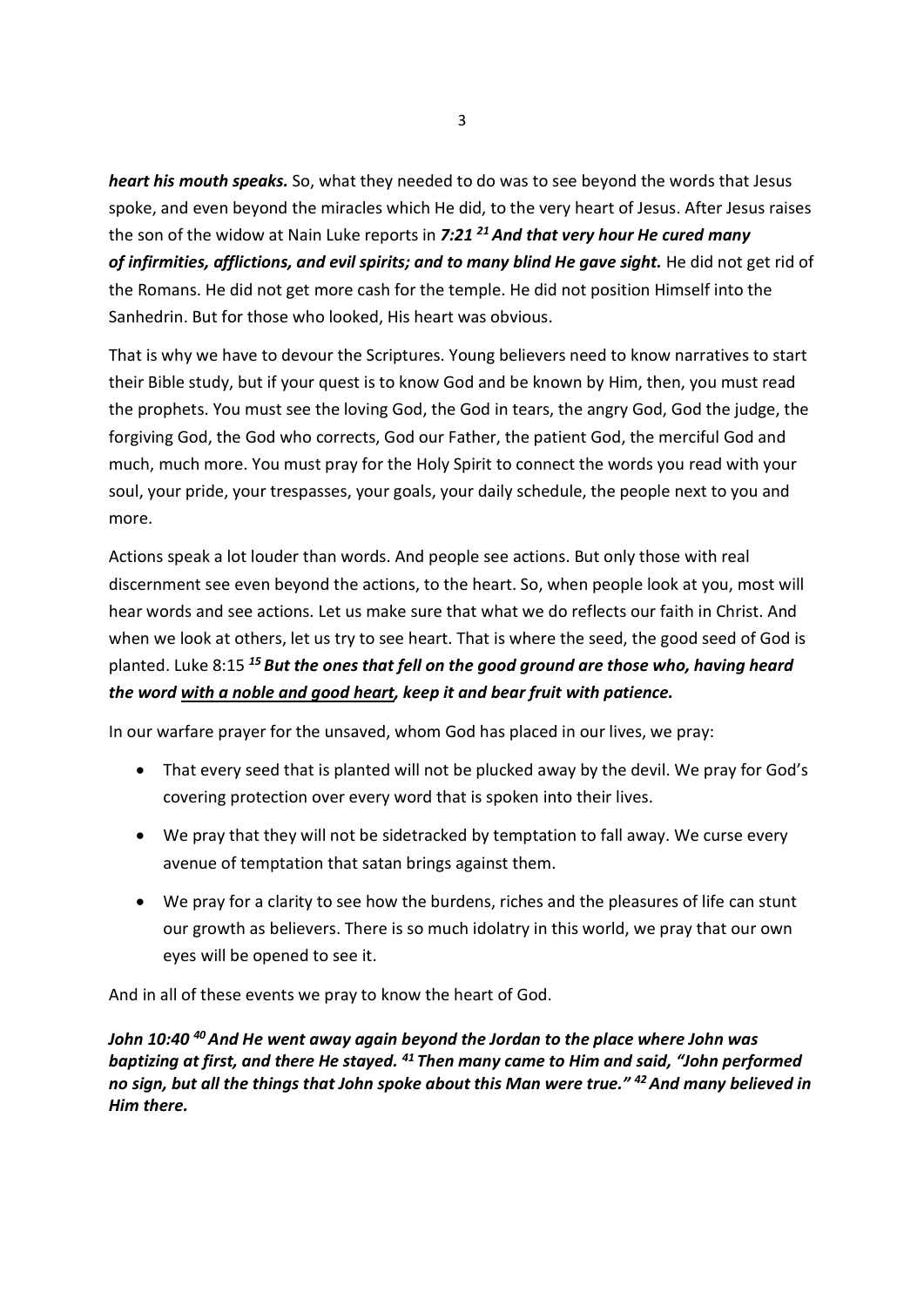***heart his mouth speaks.*** So, what they needed to do was to see beyond the words that Jesus spoke, and even beyond the miracles which He did, to the very heart of Jesus. After Jesus raises the son of the widow at Nain Luke reports in ***7:21 [21] And that very hour He cured many of infirmities, afflictions, and evil spirits; and to many blind He gave sight.*** He did not get rid of the Romans. He did not get more cash for the temple. He did not position Himself into the Sanhedrin. But for those who looked, His heart was obvious.

That is why we have to devour the Scriptures. Young believers need to know narratives to start their Bible study, but if your quest is to know God and be known by Him, then, you must read the prophets. You must see the loving God, the God in tears, the angry God, God the judge, the forgiving God, the God who corrects, God our Father, the patient God, the merciful God and much, much more. You must pray for the Holy Spirit to connect the words you read with your soul, your pride, your trespasses, your goals, your daily schedule, the people next to you and more.

Actions speak a lot louder than words. And people see actions. But only those with real discernment see even beyond the actions, to the heart. So, when people look at you, most will hear words and see actions. Let us make sure that what we do reflects our faith in Christ. And when we look at others, let us try to see heart. That is where the seed, the good seed of God is planted. Luke 8:15 ***[15] But the ones that fell on the good ground are those who, having heard the word <u>with a noble and good heart</u>, keep it and bear fruit with patience.***

In our warfare prayer for the unsaved, whom God has placed in our lives, we pray:

- That every seed that is planted will not be plucked away by the devil. We pray for God's covering protection over every word that is spoken into their lives.
- We pray that they will not be sidetracked by temptation to fall away. We curse every avenue of temptation that satan brings against them.
- We pray for a clarity to see how the burdens, riches and the pleasures of life can stunt our growth as believers. There is so much idolatry in this world, we pray that our own eyes will be opened to see it.

And in all of these events we pray to know the heart of God.

***John 10:40 [40] And He went away again beyond the Jordan to the place where John was baptizing at first, and there He stayed. [41] Then many came to Him and said, "John performed no sign, but all the things that John spoke about this Man were true." [42] And many believed in Him there.***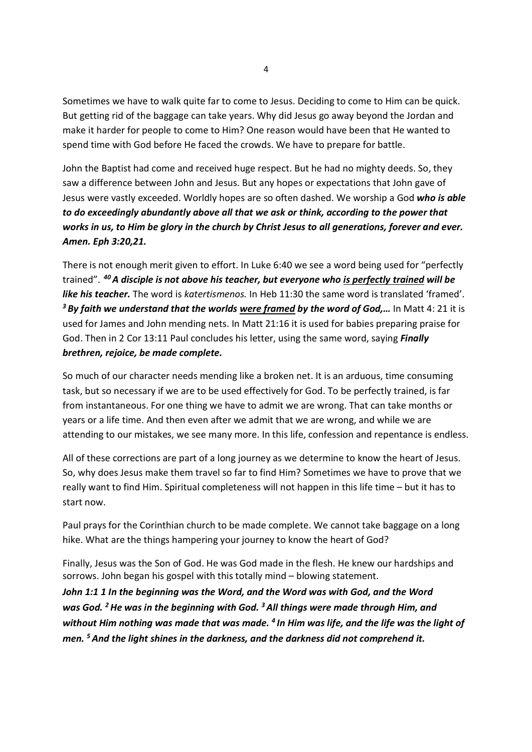Sometimes we have to walk quite far to come to Jesus. Deciding to come to Him can be quick. But getting rid of the baggage can take years. Why did Jesus go away beyond the Jordan and make it harder for people to come to Him? One reason would have been that He wanted to spend time with God before He faced the crowds. We have to prepare for battle.

John the Baptist had come and received huge respect. But he had no mighty deeds. So, they saw a difference between John and Jesus. But any hopes or expectations that John gave of Jesus were vastly exceeded. Worldly hopes are so often dashed. We worship a God ***who is able to do exceedingly abundantly above all that we ask or think, according to the power that works in us, to Him be glory in the church by Christ Jesus to all generations, forever and ever. Amen. Eph 3:20,21.***

There is not enough merit given to effort. In Luke 6:40 we see a word being used for "perfectly trained". [40] ***A disciple is not above his teacher, but everyone who <u>is perfectly trained</u> will be like his teacher.*** The word is *katertismenos.* In Heb 11:30 the same word is translated 'framed'. [3] ***By faith we understand that the worlds <u>were framed</u> by the word of God,…*** In Matt 4: 21 it is used for James and John mending nets. In Matt 21:16 it is used for babies preparing praise for God. Then in 2 Cor 13:11 Paul concludes his letter, using the same word, saying ***Finally brethren, rejoice, be made complete.***

So much of our character needs mending like a broken net. It is an arduous, time consuming task, but so necessary if we are to be used effectively for God. To be perfectly trained, is far from instantaneous. For one thing we have to admit we are wrong. That can take months or years or a life time. And then even after we admit that we are wrong, and while we are attending to our mistakes, we see many more. In this life, confession and repentance is endless.

All of these corrections are part of a long journey as we determine to know the heart of Jesus. So, why does Jesus make them travel so far to find Him? Sometimes we have to prove that we really want to find Him. Spiritual completeness will not happen in this life time – but it has to start now.

Paul prays for the Corinthian church to be made complete. We cannot take baggage on a long hike. What are the things hampering your journey to know the heart of God?

Finally, Jesus was the Son of God. He was God made in the flesh. He knew our hardships and sorrows. John began his gospel with this totally mind – blowing statement.

***John 1:1 1 In the beginning was the Word, and the Word was with God, and the Word was God. [2] He was in the beginning with God. [3] All things were made through Him, and without Him nothing was made that was made. [4] In Him was life, and the life was the light of men. [5] And the light shines in the darkness, and the darkness did not comprehend it.***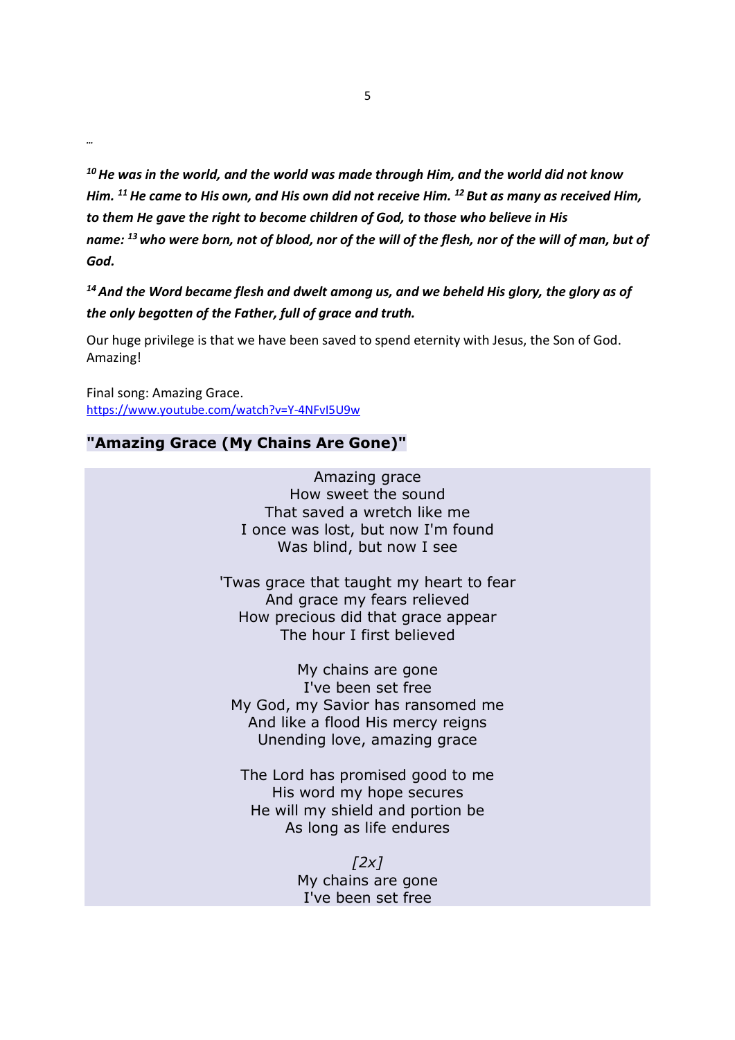…

***[10] He was in the world, and the world was made through Him, and the world did not know Him. [11] He came to His own, and His own did not receive Him. [12] But as many as received Him, to them He gave the right to become children of God, to those who believe in His name: [13] who were born, not of blood, nor of the will of the flesh, nor of the will of man, but of God.***

***[14] And the Word became flesh and dwelt among us, and we beheld His glory, the glory as of the only begotten of the Father, full of grace and truth.***

Our huge privilege is that we have been saved to spend eternity with Jesus, the Son of God. Amazing!

Final song: Amazing Grace.
https://www.youtube.com/watch?v=Y-4NFvI5U9w

## "Amazing Grace (My Chains Are Gone)"

Amazing grace
How sweet the sound
That saved a wretch like me
I once was lost, but now I'm found
Was blind, but now I see

'Twas grace that taught my heart to fear
And grace my fears relieved
How precious did that grace appear
The hour I first believed

My chains are gone
I've been set free
My God, my Savior has ransomed me
And like a flood His mercy reigns
Unending love, amazing grace

The Lord has promised good to me
His word my hope secures
He will my shield and portion be
As long as life endures

*[2x]*
My chains are gone
I've been set free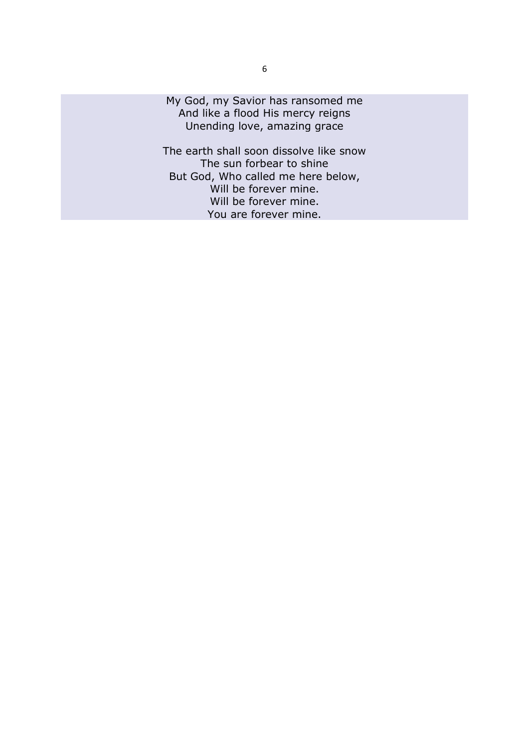My God, my Savior has ransomed me  
And like a flood His mercy reigns  
Unending love, amazing grace

The earth shall soon dissolve like snow  
The sun forbear to shine  
But God, Who called me here below,  
Will be forever mine.  
Will be forever mine.  
You are forever mine.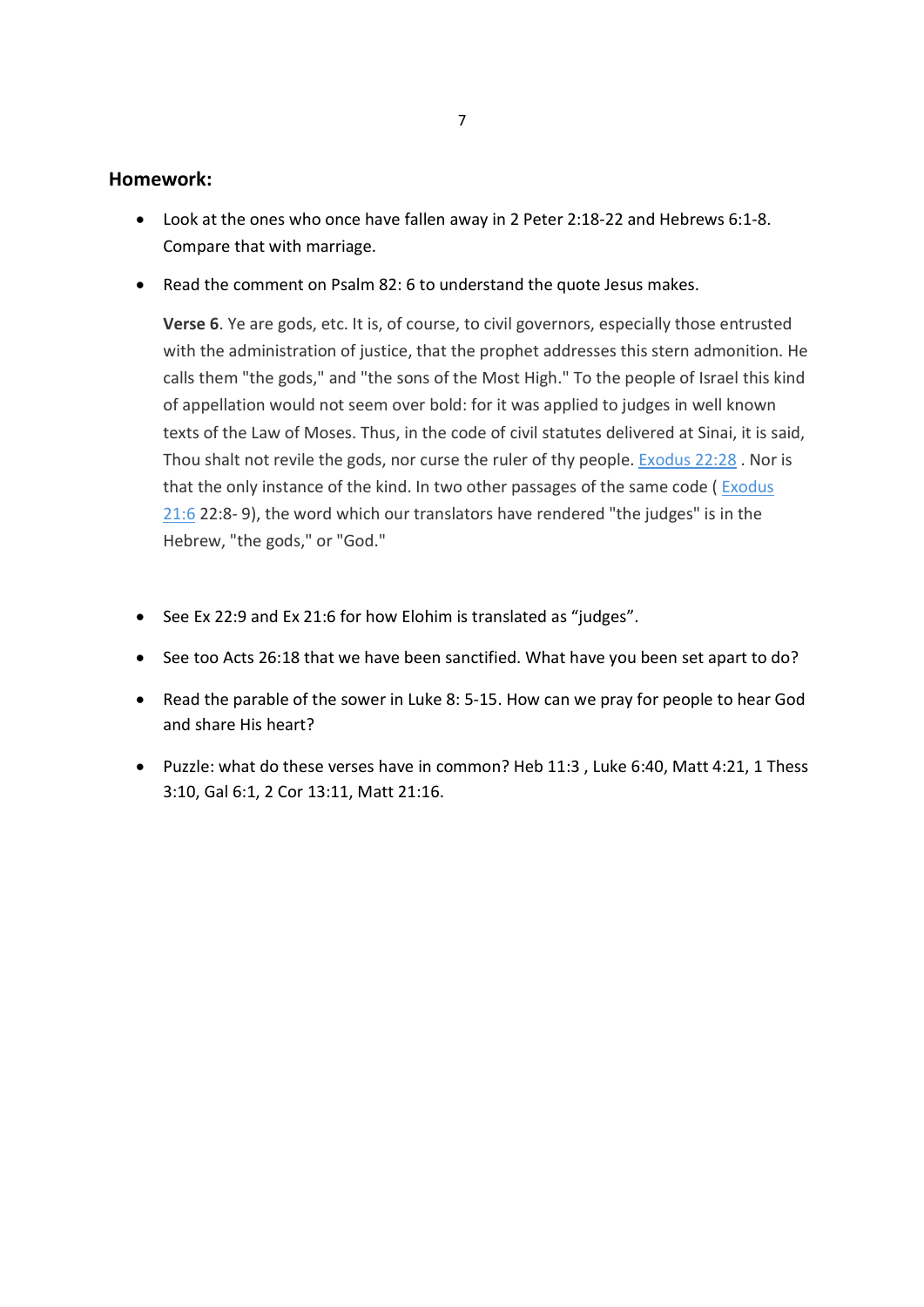## Homework:

- Look at the ones who once have fallen away in 2 Peter 2:18-22 and Hebrews 6:1-8. Compare that with marriage.
- Read the comment on Psalm 82: 6 to understand the quote Jesus makes.

  **Verse 6**. Ye are gods, etc. It is, of course, to civil governors, especially those entrusted with the administration of justice, that the prophet addresses this stern admonition. He calls them "the gods," and "the sons of the Most High." To the people of Israel this kind of appellation would not seem over bold: for it was applied to judges in well known texts of the Law of Moses. Thus, in the code of civil statutes delivered at Sinai, it is said, Thou shalt not revile the gods, nor curse the ruler of thy people. Exodus 22:28 . Nor is that the only instance of the kind. In two other passages of the same code ( Exodus 21:6 22:8- 9), the word which our translators have rendered "the judges" is in the Hebrew, "the gods," or "God."

- See Ex 22:9 and Ex 21:6 for how Elohim is translated as "judges".
- See too Acts 26:18 that we have been sanctified. What have you been set apart to do?
- Read the parable of the sower in Luke 8: 5-15. How can we pray for people to hear God and share His heart?
- Puzzle: what do these verses have in common? Heb 11:3 , Luke 6:40, Matt 4:21, 1 Thess 3:10, Gal 6:1, 2 Cor 13:11, Matt 21:16.